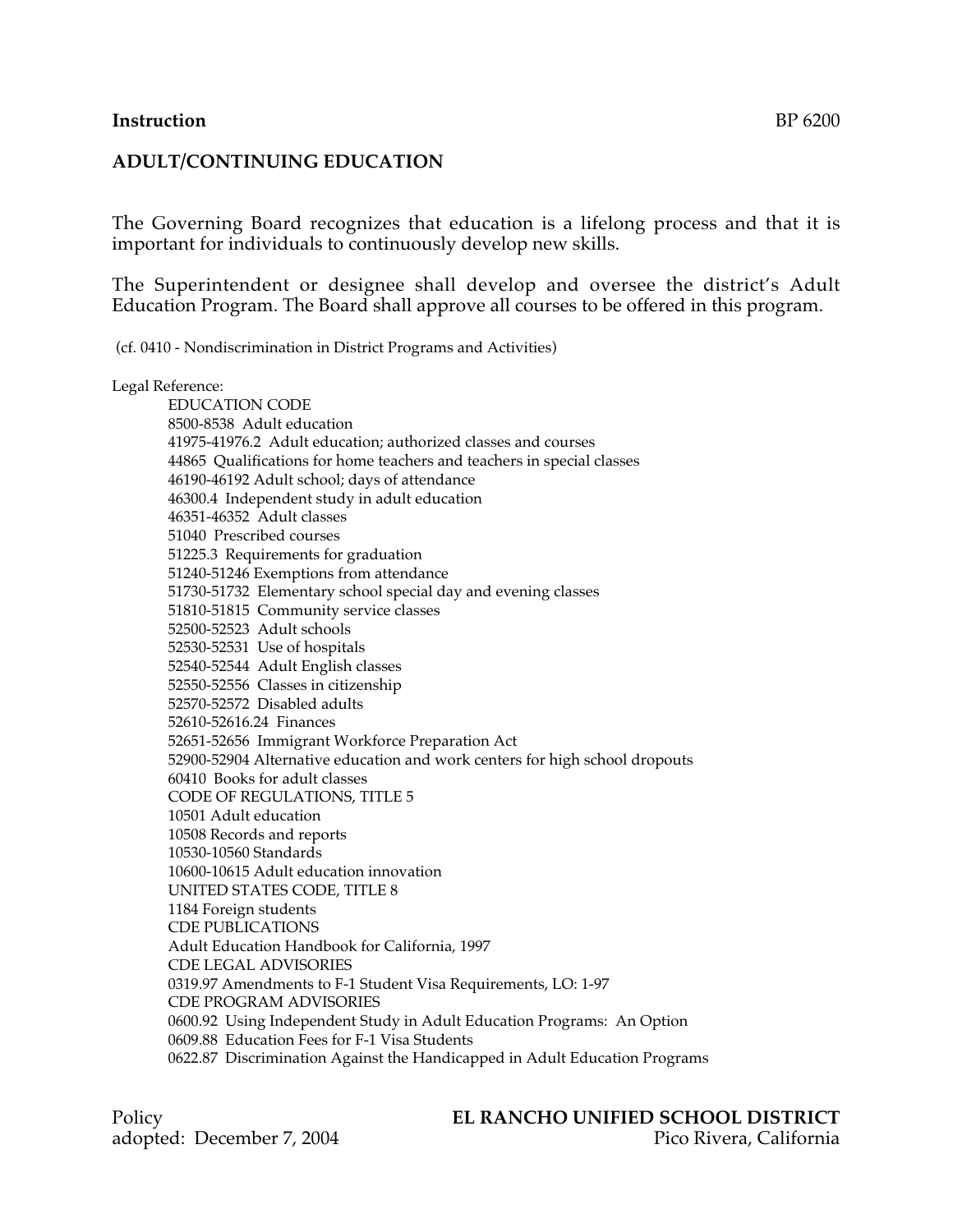**Instruction** BP 6200

## ADULT/CONTINUING EDUCATION

The Governing Board recognizes that education is a lifelong process and that it is important for individuals to continuously develop new skills.

The Superintendent or designee shall develop and oversee the district's Adult Education Program. The Board shall approve all courses to be offered in this program.

(cf. 0410 - Nondiscrimination in District Programs and Activities)

Legal Reference:

EDUCATION CODE
8500-8538 Adult education
41975-41976.2 Adult education; authorized classes and courses
44865 Qualifications for home teachers and teachers in special classes
46190-46192 Adult school; days of attendance
46300.4 Independent study in adult education
46351-46352 Adult classes
51040 Prescribed courses
51225.3 Requirements for graduation
51240-51246 Exemptions from attendance
51730-51732 Elementary school special day and evening classes
51810-51815 Community service classes
52500-52523 Adult schools
52530-52531 Use of hospitals
52540-52544 Adult English classes
52550-52556 Classes in citizenship
52570-52572 Disabled adults
52610-52616.24 Finances
52651-52656 Immigrant Workforce Preparation Act
52900-52904 Alternative education and work centers for high school dropouts
60410 Books for adult classes
CODE OF REGULATIONS, TITLE 5
10501 Adult education
10508 Records and reports
10530-10560 Standards
10600-10615 Adult education innovation
UNITED STATES CODE, TITLE 8
1184 Foreign students
CDE PUBLICATIONS
Adult Education Handbook for California, 1997
CDE LEGAL ADVISORIES
0319.97 Amendments to F-1 Student Visa Requirements, LO: 1-97
CDE PROGRAM ADVISORIES
0600.92 Using Independent Study in Adult Education Programs: An Option
0609.88 Education Fees for F-1 Visa Students
0622.87 Discrimination Against the Handicapped in Adult Education Programs

Policy
adopted: December 7, 2004

**EL RANCHO UNIFIED SCHOOL DISTRICT**
Pico Rivera, California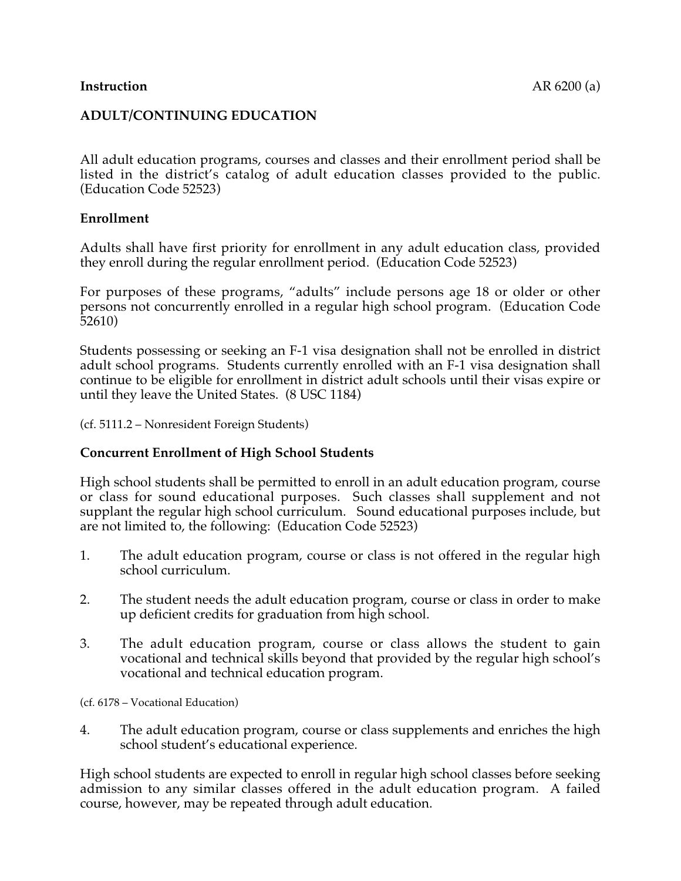**Instruction** AR 6200 (a)

## ADULT/CONTINUING EDUCATION

All adult education programs, courses and classes and their enrollment period shall be listed in the district's catalog of adult education classes provided to the public. (Education Code 52523)

### Enrollment

Adults shall have first priority for enrollment in any adult education class, provided they enroll during the regular enrollment period. (Education Code 52523)

For purposes of these programs, "adults" include persons age 18 or older or other persons not concurrently enrolled in a regular high school program. (Education Code 52610)

Students possessing or seeking an F-1 visa designation shall not be enrolled in district adult school programs. Students currently enrolled with an F-1 visa designation shall continue to be eligible for enrollment in district adult schools until their visas expire or until they leave the United States. (8 USC 1184)

(cf. 5111.2 – Nonresident Foreign Students)

### Concurrent Enrollment of High School Students

High school students shall be permitted to enroll in an adult education program, course or class for sound educational purposes. Such classes shall supplement and not supplant the regular high school curriculum. Sound educational purposes include, but are not limited to, the following: (Education Code 52523)

1. The adult education program, course or class is not offered in the regular high school curriculum.

2. The student needs the adult education program, course or class in order to make up deficient credits for graduation from high school.

3. The adult education program, course or class allows the student to gain vocational and technical skills beyond that provided by the regular high school's vocational and technical education program.

(cf. 6178 – Vocational Education)

4. The adult education program, course or class supplements and enriches the high school student's educational experience.

High school students are expected to enroll in regular high school classes before seeking admission to any similar classes offered in the adult education program. A failed course, however, may be repeated through adult education.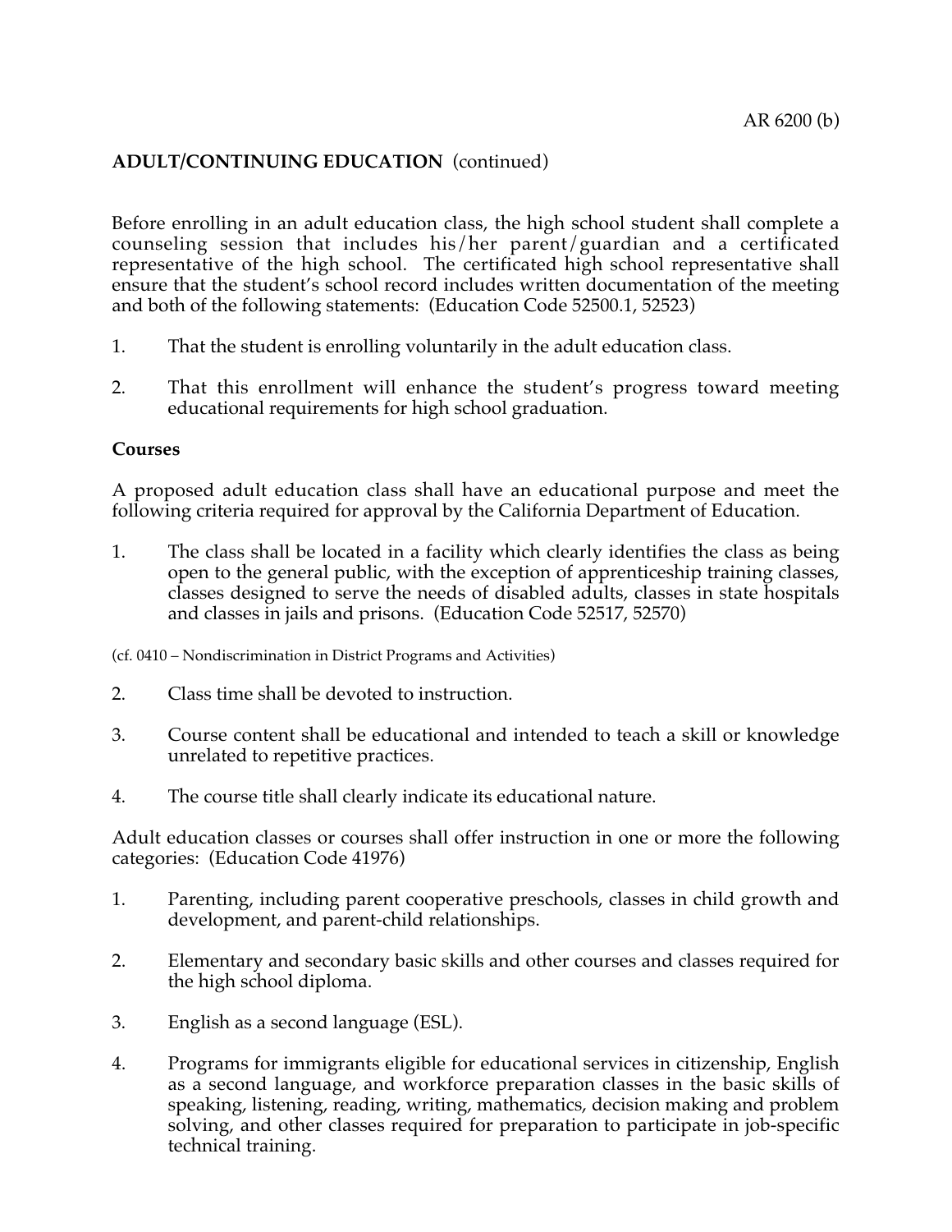**ADULT/CONTINUING EDUCATION** (continued)

Before enrolling in an adult education class, the high school student shall complete a counseling session that includes his/her parent/guardian and a certificated representative of the high school. The certificated high school representative shall ensure that the student's school record includes written documentation of the meeting and both of the following statements: (Education Code 52500.1, 52523)

1. That the student is enrolling voluntarily in the adult education class.

2. That this enrollment will enhance the student's progress toward meeting educational requirements for high school graduation.

**Courses**

A proposed adult education class shall have an educational purpose and meet the following criteria required for approval by the California Department of Education.

1. The class shall be located in a facility which clearly identifies the class as being open to the general public, with the exception of apprenticeship training classes, classes designed to serve the needs of disabled adults, classes in state hospitals and classes in jails and prisons. (Education Code 52517, 52570)

(cf. 0410 – Nondiscrimination in District Programs and Activities)

2. Class time shall be devoted to instruction.

3. Course content shall be educational and intended to teach a skill or knowledge unrelated to repetitive practices.

4. The course title shall clearly indicate its educational nature.

Adult education classes or courses shall offer instruction in one or more the following categories: (Education Code 41976)

1. Parenting, including parent cooperative preschools, classes in child growth and development, and parent-child relationships.

2. Elementary and secondary basic skills and other courses and classes required for the high school diploma.

3. English as a second language (ESL).

4. Programs for immigrants eligible for educational services in citizenship, English as a second language, and workforce preparation classes in the basic skills of speaking, listening, reading, writing, mathematics, decision making and problem solving, and other classes required for preparation to participate in job-specific technical training.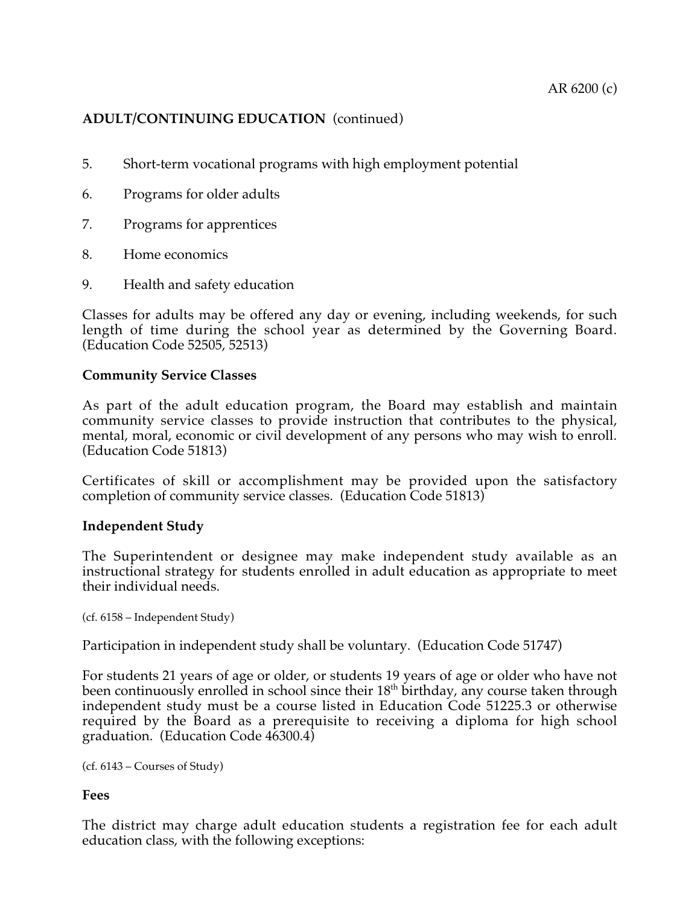**ADULT/CONTINUING EDUCATION** (continued)

5. Short-term vocational programs with high employment potential

6. Programs for older adults

7. Programs for apprentices

8. Home economics

9. Health and safety education

Classes for adults may be offered any day or evening, including weekends, for such length of time during the school year as determined by the Governing Board. (Education Code 52505, 52513)

**Community Service Classes**

As part of the adult education program, the Board may establish and maintain community service classes to provide instruction that contributes to the physical, mental, moral, economic or civil development of any persons who may wish to enroll. (Education Code 51813)

Certificates of skill or accomplishment may be provided upon the satisfactory completion of community service classes. (Education Code 51813)

**Independent Study**

The Superintendent or designee may make independent study available as an instructional strategy for students enrolled in adult education as appropriate to meet their individual needs.

(cf. 6158 – Independent Study)

Participation in independent study shall be voluntary. (Education Code 51747)

For students 21 years of age or older, or students 19 years of age or older who have not been continuously enrolled in school since their 18th birthday, any course taken through independent study must be a course listed in Education Code 51225.3 or otherwise required by the Board as a prerequisite to receiving a diploma for high school graduation. (Education Code 46300.4)

(cf. 6143 – Courses of Study)

**Fees**

The district may charge adult education students a registration fee for each adult education class, with the following exceptions: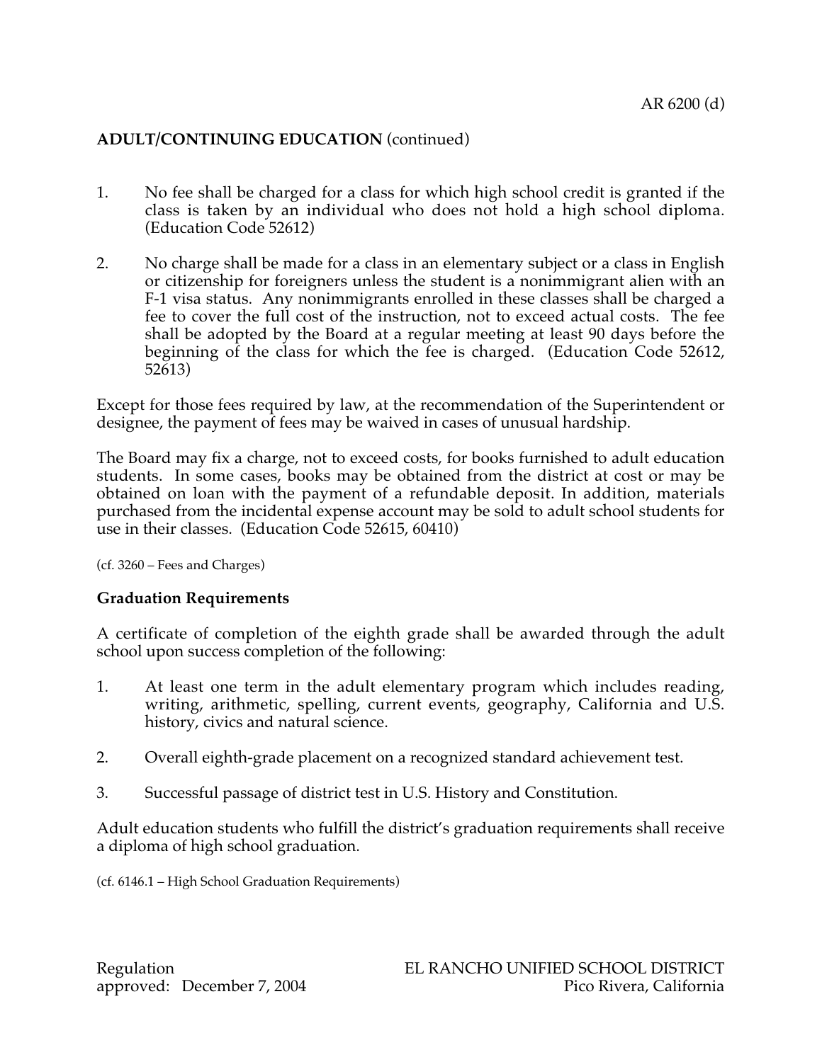AR 6200 (d)

**ADULT/CONTINUING EDUCATION** (continued)

1. No fee shall be charged for a class for which high school credit is granted if the class is taken by an individual who does not hold a high school diploma. (Education Code 52612)

2. No charge shall be made for a class in an elementary subject or a class in English or citizenship for foreigners unless the student is a nonimmigrant alien with an F-1 visa status. Any nonimmigrants enrolled in these classes shall be charged a fee to cover the full cost of the instruction, not to exceed actual costs. The fee shall be adopted by the Board at a regular meeting at least 90 days before the beginning of the class for which the fee is charged. (Education Code 52612, 52613)

Except for those fees required by law, at the recommendation of the Superintendent or designee, the payment of fees may be waived in cases of unusual hardship.

The Board may fix a charge, not to exceed costs, for books furnished to adult education students. In some cases, books may be obtained from the district at cost or may be obtained on loan with the payment of a refundable deposit. In addition, materials purchased from the incidental expense account may be sold to adult school students for use in their classes. (Education Code 52615, 60410)

(cf. 3260 – Fees and Charges)

**Graduation Requirements**

A certificate of completion of the eighth grade shall be awarded through the adult school upon success completion of the following:

1. At least one term in the adult elementary program which includes reading, writing, arithmetic, spelling, current events, geography, California and U.S. history, civics and natural science.

2. Overall eighth-grade placement on a recognized standard achievement test.

3. Successful passage of district test in U.S. History and Constitution.

Adult education students who fulfill the district's graduation requirements shall receive a diploma of high school graduation.

(cf. 6146.1 – High School Graduation Requirements)

Regulation approved: December 7, 2004

EL RANCHO UNIFIED SCHOOL DISTRICT
Pico Rivera, California